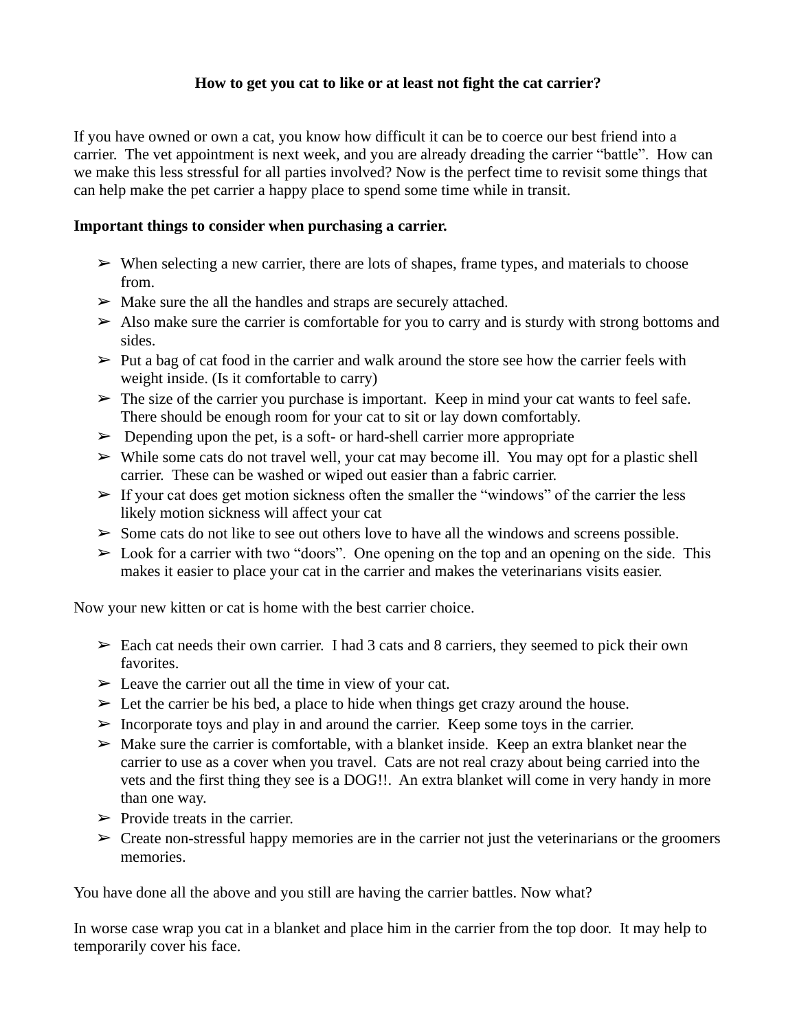**How to get you cat to like or at least not fight the cat carrier?**

If you have owned or own a cat, you know how difficult it can be to coerce our best friend into a carrier. The vet appointment is next week, and you are already dreading the carrier "battle". How can we make this less stressful for all parties involved? Now is the perfect time to revisit some things that can help make the pet carrier a happy place to spend some time while in transit.

**Important things to consider when purchasing a carrier.**

- When selecting a new carrier, there are lots of shapes, frame types, and materials to choose from.
- Make sure the all the handles and straps are securely attached.
- Also make sure the carrier is comfortable for you to carry and is sturdy with strong bottoms and sides.
- Put a bag of cat food in the carrier and walk around the store see how the carrier feels with weight inside. (Is it comfortable to carry)
- The size of the carrier you purchase is important. Keep in mind your cat wants to feel safe. There should be enough room for your cat to sit or lay down comfortably.
- Depending upon the pet, is a soft- or hard-shell carrier more appropriate
- While some cats do not travel well, your cat may become ill. You may opt for a plastic shell carrier. These can be washed or wiped out easier than a fabric carrier.
- If your cat does get motion sickness often the smaller the "windows" of the carrier the less likely motion sickness will affect your cat
- Some cats do not like to see out others love to have all the windows and screens possible.
- Look for a carrier with two "doors". One opening on the top and an opening on the side. This makes it easier to place your cat in the carrier and makes the veterinarians visits easier.

Now your new kitten or cat is home with the best carrier choice.

- Each cat needs their own carrier. I had 3 cats and 8 carriers, they seemed to pick their own favorites.
- Leave the carrier out all the time in view of your cat.
- Let the carrier be his bed, a place to hide when things get crazy around the house.
- Incorporate toys and play in and around the carrier. Keep some toys in the carrier.
- Make sure the carrier is comfortable, with a blanket inside. Keep an extra blanket near the carrier to use as a cover when you travel. Cats are not real crazy about being carried into the vets and the first thing they see is a DOG!!. An extra blanket will come in very handy in more than one way.
- Provide treats in the carrier.
- Create non-stressful happy memories are in the carrier not just the veterinarians or the groomers memories.

You have done all the above and you still are having the carrier battles. Now what?

In worse case wrap you cat in a blanket and place him in the carrier from the top door. It may help to temporarily cover his face.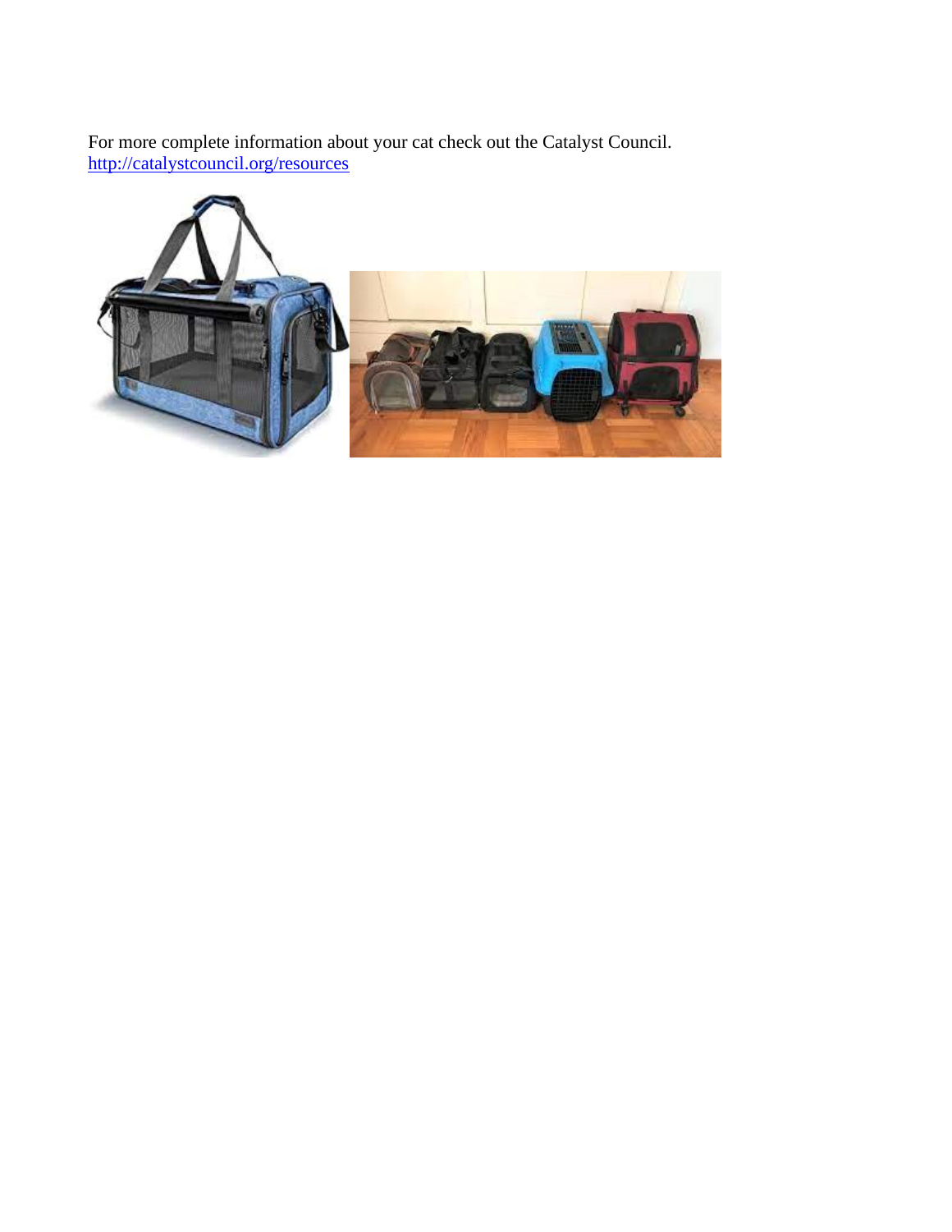For more complete information about your cat check out the Catalyst Council.
[http://catalystcouncil.org/resources](http://catalystcouncil.org/resources)